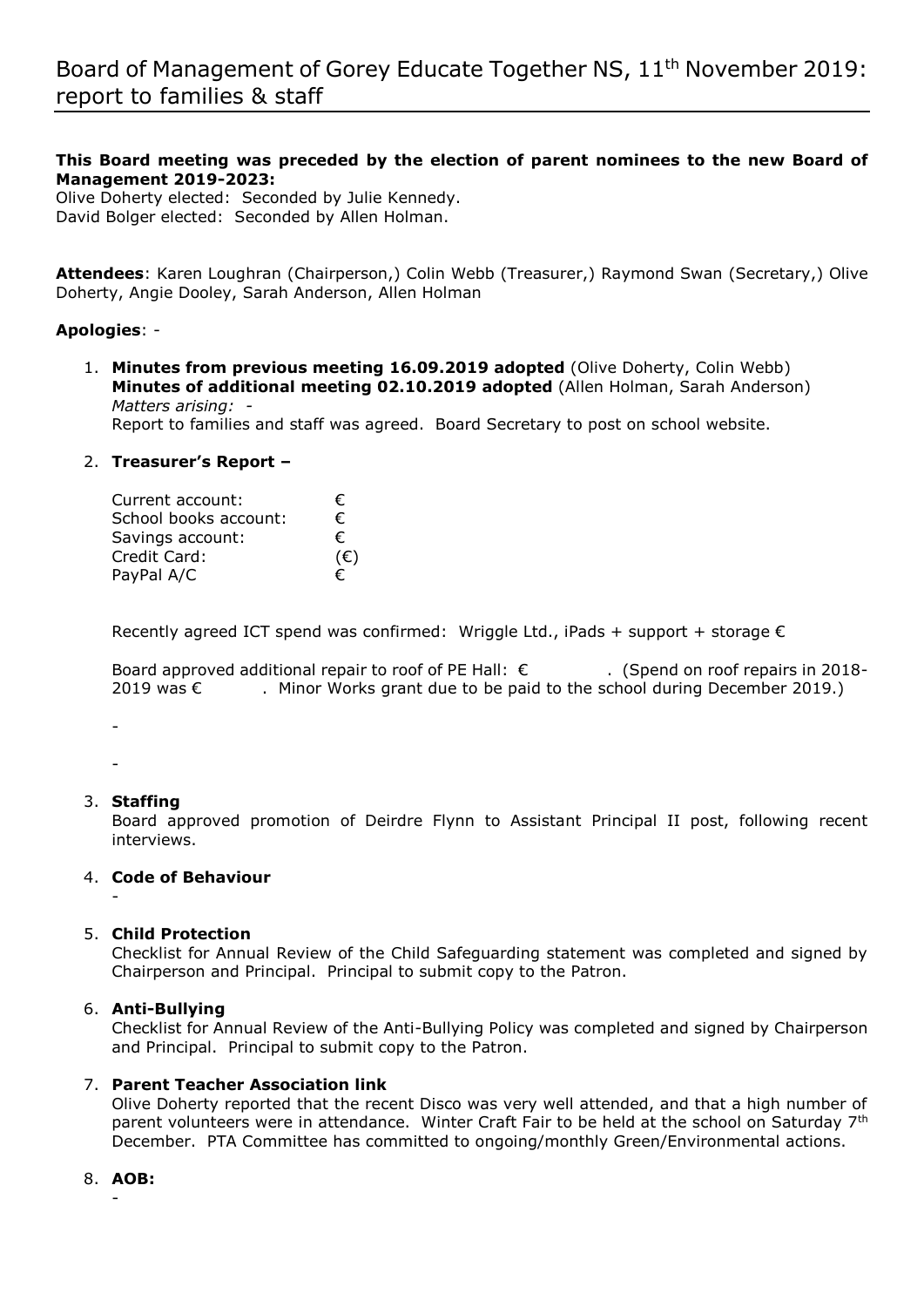# Board of Management of Gorey Educate Together NS, 11th November 2019: report to families & staff

**This Board meeting was preceded by the election of parent nominees to the new Board of Management 2019-2023:**
Olive Doherty elected: Seconded by Julie Kennedy.
David Bolger elected: Seconded by Allen Holman.

**Attendees**: Karen Loughran (Chairperson,) Colin Webb (Treasurer,) Raymond Swan (Secretary,) Olive Doherty, Angie Dooley, Sarah Anderson, Allen Holman

**Apologies**: -

1. **Minutes from previous meeting 16.09.2019 adopted** (Olive Doherty, Colin Webb)
   **Minutes of additional meeting 02.10.2019 adopted** (Allen Holman, Sarah Anderson)
   *Matters arising:* -
   Report to families and staff was agreed. Board Secretary to post on school website.

2. **Treasurer's Report –**

   Current account: €
   School books account: €
   Savings account: €
   Credit Card: (€)
   PayPal A/C €

   Recently agreed ICT spend was confirmed: Wriggle Ltd., iPads + support + storage €

   Board approved additional repair to roof of PE Hall: € . (Spend on roof repairs in 2018-2019 was € . Minor Works grant due to be paid to the school during December 2019.)

   -

   -

3. **Staffing**
   Board approved promotion of Deirdre Flynn to Assistant Principal II post, following recent interviews.

4. **Code of Behaviour**
   -

5. **Child Protection**
   Checklist for Annual Review of the Child Safeguarding statement was completed and signed by Chairperson and Principal. Principal to submit copy to the Patron.

6. **Anti-Bullying**
   Checklist for Annual Review of the Anti-Bullying Policy was completed and signed by Chairperson and Principal. Principal to submit copy to the Patron.

7. **Parent Teacher Association link**
   Olive Doherty reported that the recent Disco was very well attended, and that a high number of parent volunteers were in attendance. Winter Craft Fair to be held at the school on Saturday 7th December. PTA Committee has committed to ongoing/monthly Green/Environmental actions.

8. **AOB:**
   -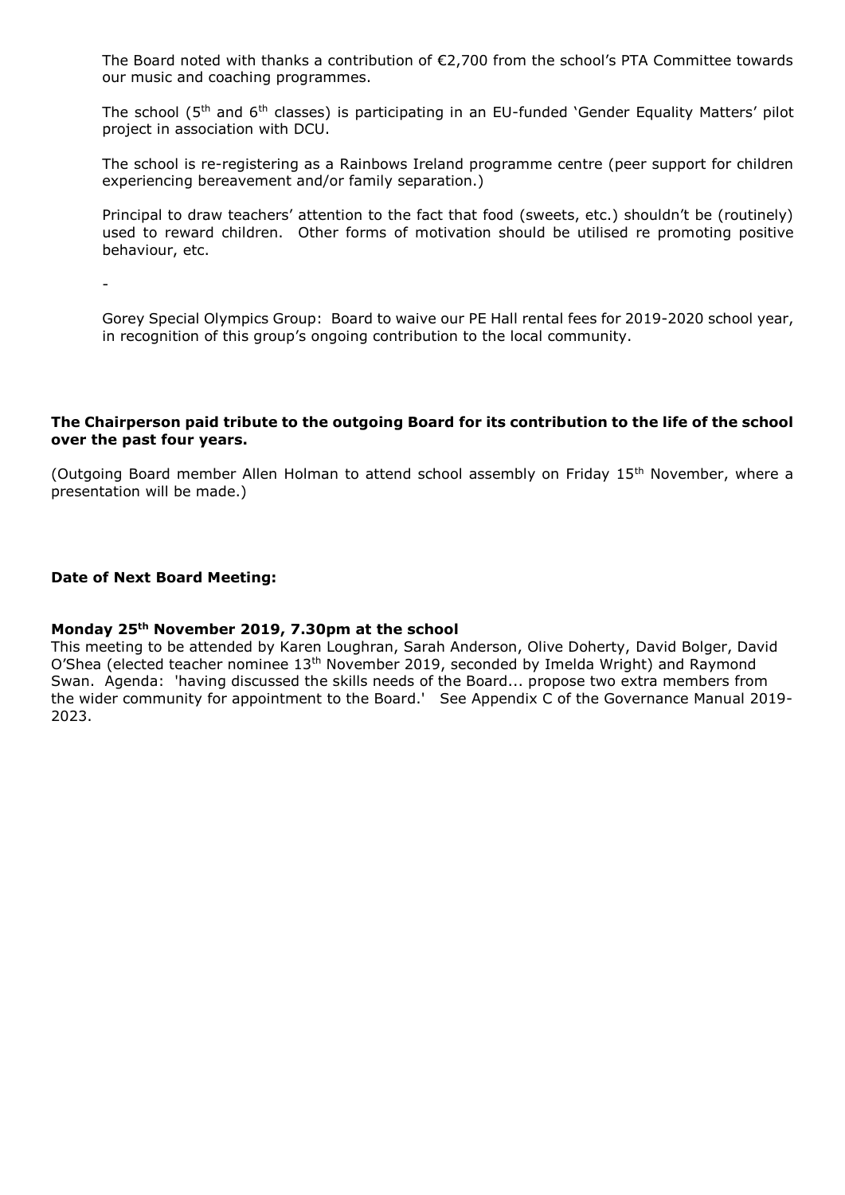The Board noted with thanks a contribution of €2,700 from the school's PTA Committee towards our music and coaching programmes.

The school (5th and 6th classes) is participating in an EU-funded 'Gender Equality Matters' pilot project in association with DCU.

The school is re-registering as a Rainbows Ireland programme centre (peer support for children experiencing bereavement and/or family separation.)

Principal to draw teachers' attention to the fact that food (sweets, etc.) shouldn't be (routinely) used to reward children. Other forms of motivation should be utilised re promoting positive behaviour, etc.

-

Gorey Special Olympics Group: Board to waive our PE Hall rental fees for 2019-2020 school year, in recognition of this group's ongoing contribution to the local community.

**The Chairperson paid tribute to the outgoing Board for its contribution to the life of the school over the past four years.**

(Outgoing Board member Allen Holman to attend school assembly on Friday 15th November, where a presentation will be made.)

**Date of Next Board Meeting:**

**Monday 25th November 2019, 7.30pm at the school**
This meeting to be attended by Karen Loughran, Sarah Anderson, Olive Doherty, David Bolger, David O'Shea (elected teacher nominee 13th November 2019, seconded by Imelda Wright) and Raymond Swan. Agenda: 'having discussed the skills needs of the Board... propose two extra members from the wider community for appointment to the Board.' See Appendix C of the Governance Manual 2019-2023.